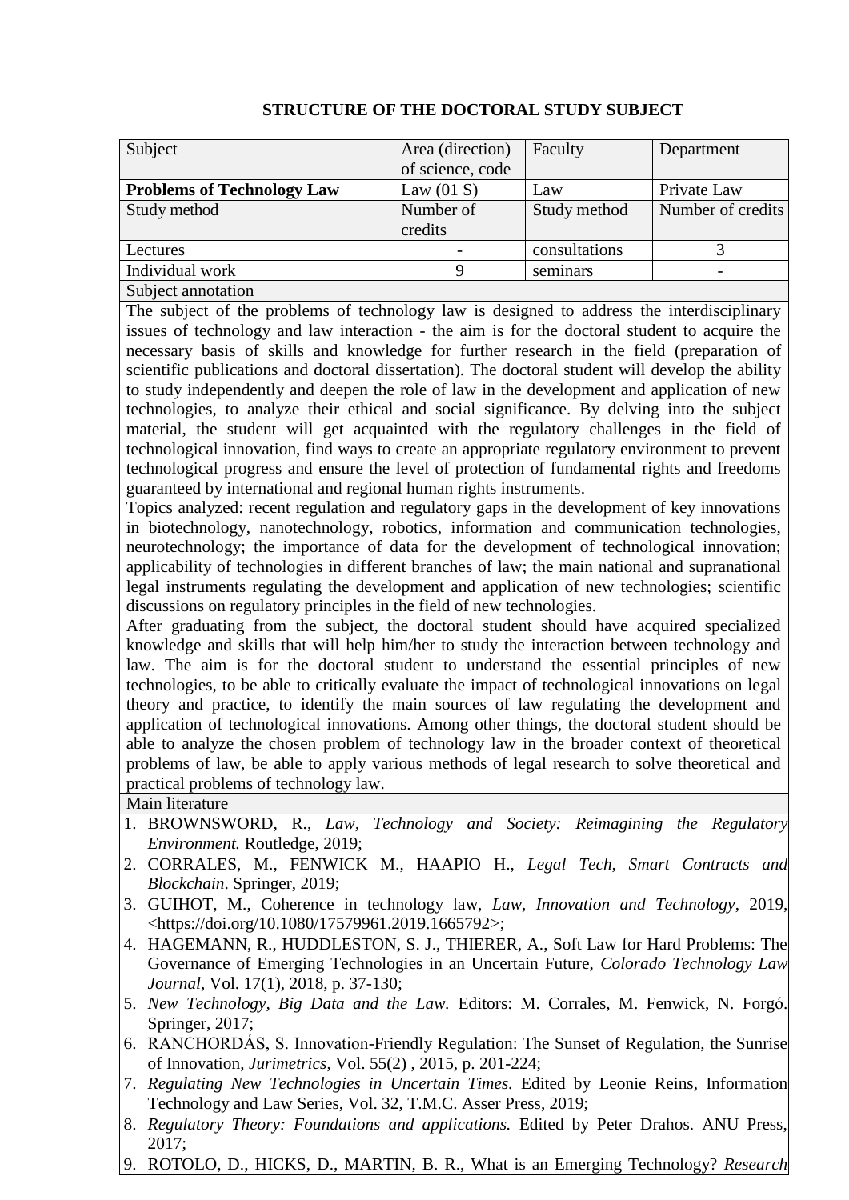**STRUCTURE OF THE DOCTORAL STUDY SUBJECT**

| Subject | Area (direction) of science, code | Faculty | Department |
|---|---|---|---|
| **Problems of Technology Law** | Law (01 S) | Law | Private Law |
| Study method | Number of credits | Study method | Number of credits |
| Lectures | - | consultations | 3 |
| Individual work | 9 | seminars | - |

**Subject annotation**

The subject of the problems of technology law is designed to address the interdisciplinary issues of technology and law interaction - the aim is for the doctoral student to acquire the necessary basis of skills and knowledge for further research in the field (preparation of scientific publications and doctoral dissertation). The doctoral student will develop the ability to study independently and deepen the role of law in the development and application of new technologies, to analyze their ethical and social significance. By delving into the subject material, the student will get acquainted with the regulatory challenges in the field of technological innovation, find ways to create an appropriate regulatory environment to prevent technological progress and ensure the level of protection of fundamental rights and freedoms guaranteed by international and regional human rights instruments.

Topics analyzed: recent regulation and regulatory gaps in the development of key innovations in biotechnology, nanotechnology, robotics, information and communication technologies, neurotechnology; the importance of data for the development of technological innovation; applicability of technologies in different branches of law; the main national and supranational legal instruments regulating the development and application of new technologies; scientific discussions on regulatory principles in the field of new technologies.

After graduating from the subject, the doctoral student should have acquired specialized knowledge and skills that will help him/her to study the interaction between technology and law. The aim is for the doctoral student to understand the essential principles of new technologies, to be able to critically evaluate the impact of technological innovations on legal theory and practice, to identify the main sources of law regulating the development and application of technological innovations. Among other things, the doctoral student should be able to analyze the chosen problem of technology law in the broader context of theoretical problems of law, be able to apply various methods of legal research to solve theoretical and practical problems of technology law.

**Main literature**

1. BROWNSWORD, R., *Law, Technology and Society: Reimagining the Regulatory Environment.* Routledge, 2019;
2. CORRALES, M., FENWICK M., HAAPIO H., *Legal Tech, Smart Contracts and Blockchain*. Springer, 2019;
3. GUIHOT, M., Coherence in technology law, *Law, Innovation and Technology*, 2019, <https://doi.org/10.1080/17579961.2019.1665792>;
4. HAGEMANN, R., HUDDLESTON, S. J., THIERER, A., Soft Law for Hard Problems: The Governance of Emerging Technologies in an Uncertain Future, *Colorado Technology Law Journal*, Vol. 17(1), 2018, p. 37-130;
5. *New Technology, Big Data and the Law.* Editors: M. Corrales, M. Fenwick, N. Forgó. Springer, 2017;
6. RANCHORDÁS, S. Innovation-Friendly Regulation: The Sunset of Regulation, the Sunrise of Innovation, *Jurimetrics*, Vol. 55(2) , 2015, p. 201-224;
7. *Regulating New Technologies in Uncertain Times.* Edited by Leonie Reins, Information Technology and Law Series, Vol. 32, T.M.C. Asser Press, 2019;
8. *Regulatory Theory: Foundations and applications.* Edited by Peter Drahos. ANU Press, 2017;
9. ROTOLO, D., HICKS, D., MARTIN, B. R., What is an Emerging Technology? *Research*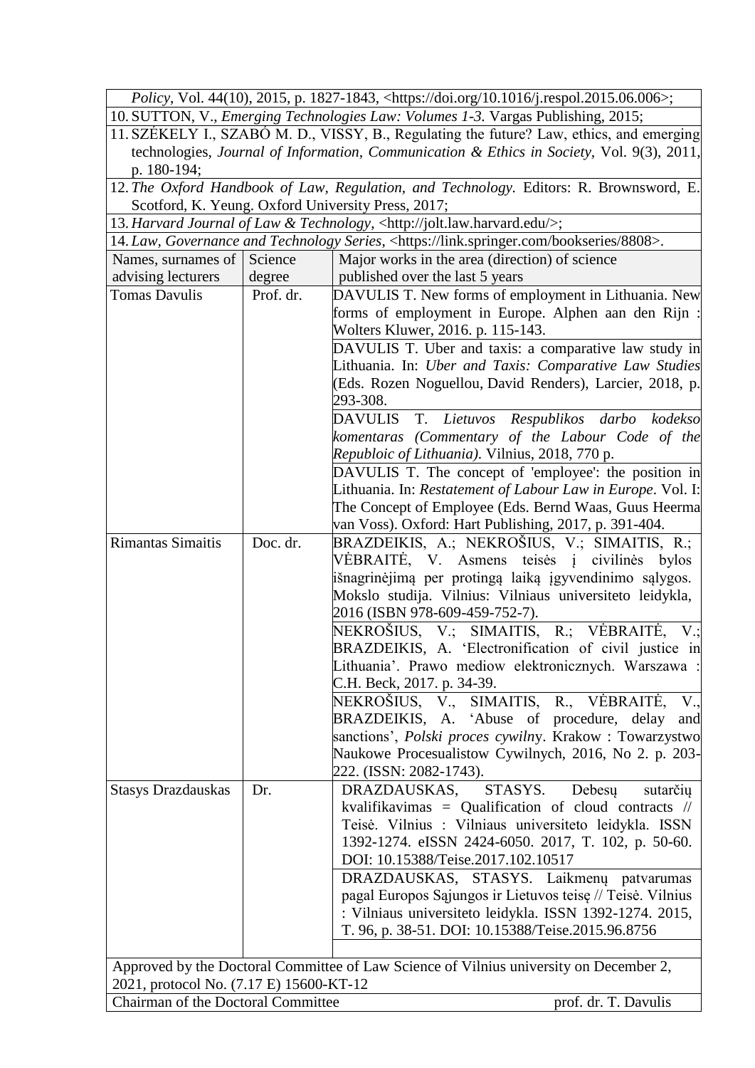*Policy*, Vol. 44(10), 2015, p. 1827-1843, <https://doi.org/10.1016/j.respol.2015.06.006>;

10. SUTTON, V., *Emerging Technologies Law: Volumes 1-3*. Vargas Publishing, 2015;
11. SZÉKELY I., SZABÓ M. D., VISSY, B., Regulating the future? Law, ethics, and emerging technologies, *Journal of Information, Communication & Ethics in Society*, Vol. 9(3), 2011, p. 180-194;
12. *The Oxford Handbook of Law, Regulation, and Technology*. Editors: R. Brownsword, E. Scotford, K. Yeung. Oxford University Press, 2017;
13. *Harvard Journal of Law & Technology*, <http://jolt.law.harvard.edu/>;
14. *Law, Governance and Technology Series*, <https://link.springer.com/bookseries/8808>.

| Names, surnames of advising lecturers | Science degree | Major works in the area (direction) of science published over the last 5 years |
|---|---|---|
| Tomas Davulis | Prof. dr. | DAVULIS T. New forms of employment in Lithuania. New forms of employment in Europe. Alphen aan den Rijn : Wolters Kluwer, 2016. p. 115-143. |
| | | DAVULIS T. Uber and taxis: a comparative law study in Lithuania. In: *Uber and Taxis: Comparative Law Studies* (Eds. Rozen Noguellou, David Renders), Larcier, 2018, p. 293-308. |
| | | DAVULIS T. *Lietuvos Respublikos darbo kodekso komentaras (Commentary of the Labour Code of the Republoic of Lithuania)*. Vilnius, 2018, 770 p. |
| | | DAVULIS T. The concept of 'employee': the position in Lithuania. In: *Restatement of Labour Law in Europe*. Vol. I: The Concept of Employee (Eds. Bernd Waas, Guus Heerma van Voss). Oxford: Hart Publishing, 2017, p. 391-404. |
| Rimantas Simaitis | Doc. dr. | BRAZDEIKIS, A.; NEKROŠIUS, V.; SIMAITIS, R.; VĖBRAITĖ, V. Asmens teisės į civilinės bylos išnagrinėjimą per protingą laiką įgyvendinimo sąlygos. Mokslo studija. Vilnius: Vilniaus universiteto leidykla, 2016 (ISBN 978-609-459-752-7). |
| | | NEKROŠIUS, V.; SIMAITIS, R.; VĖBRAITĖ, V.; BRAZDEIKIS, A. 'Electronification of civil justice in Lithuania'. Prawo mediow elektronicznych. Warszawa : C.H. Beck, 2017. p. 34-39. |
| | | NEKROŠIUS, V., SIMAITIS, R., VĖBRAITĖ, V., BRAZDEIKIS, A. 'Abuse of procedure, delay and sanctions', *Polski proces cywiln*y. Krakow : Towarzystwo Naukowe Procesualistow Cywilnych, 2016, No 2. p. 203-222. (ISSN: 2082-1743). |
| Stasys Drazdauskas | Dr. | DRAZDAUSKAS, STASYS. Debesų sutarčių kvalifikavimas = Qualification of cloud contracts // Teisė. Vilnius : Vilniaus universiteto leidykla. ISSN 1392-1274. eISSN 2424-6050. 2017, T. 102, p. 50-60. DOI: 10.15388/Teise.2017.102.10517 |
| | | DRAZDAUSKAS, STASYS. Laikmenų patvarumas pagal Europos Sąjungos ir Lietuvos teisę // Teisė. Vilnius : Vilniaus universiteto leidykla. ISSN 1392-1274. 2015, T. 96, p. 38-51. DOI: 10.15388/Teise.2015.96.8756 |
| | | |

Approved by the Doctoral Committee of Law Science of Vilnius university on December 2, 2021, protocol No. (7.17 E) 15600-KT-12

Chairman of the Doctoral Committee prof. dr. T. Davulis